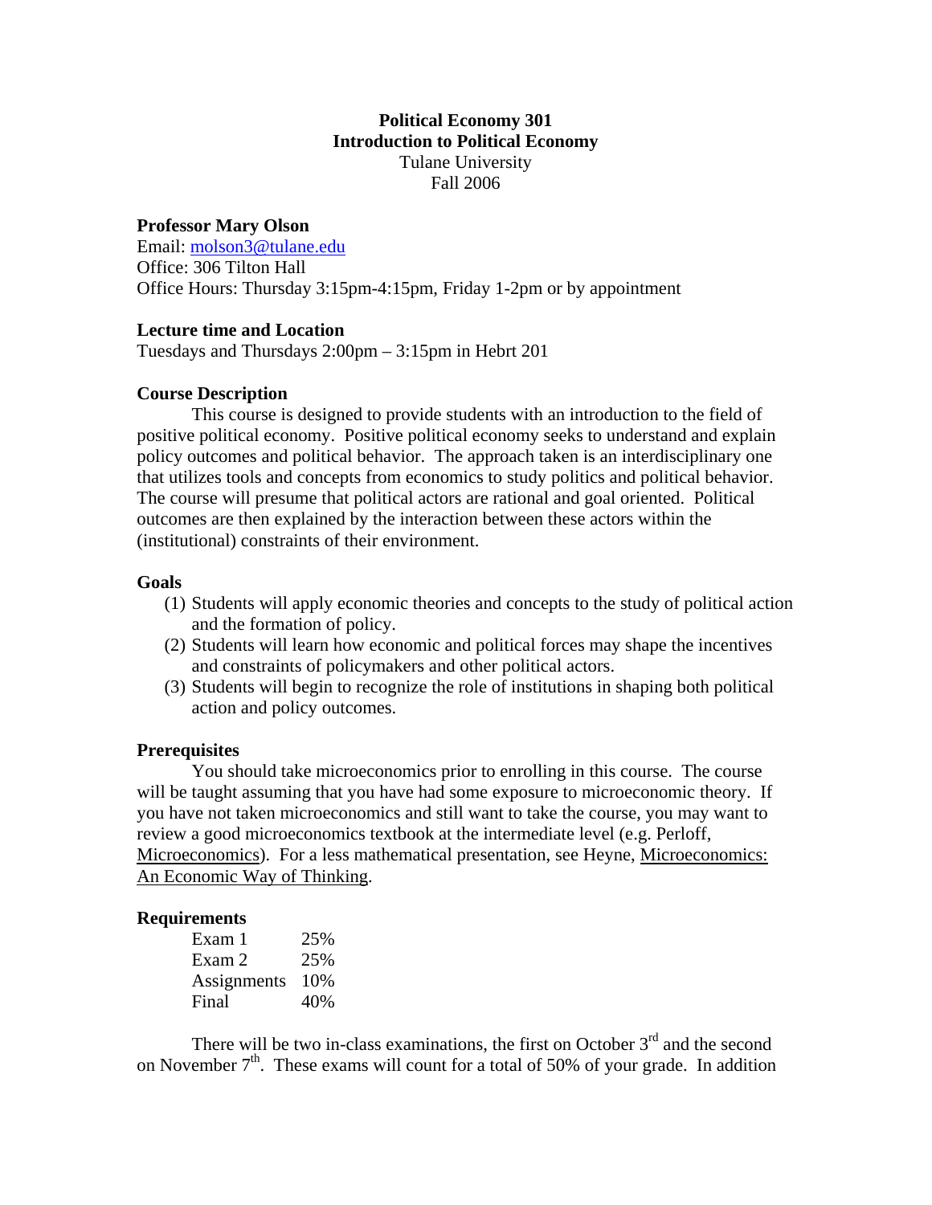**Political Economy 301**
**Introduction to Political Economy**
Tulane University
Fall 2006

**Professor Mary Olson**
Email: molson3@tulane.edu
Office: 306 Tilton Hall
Office Hours: Thursday 3:15pm-4:15pm, Friday 1-2pm or by appointment

**Lecture time and Location**
Tuesdays and Thursdays 2:00pm – 3:15pm in Hebrt 201

**Course Description**

This course is designed to provide students with an introduction to the field of positive political economy. Positive political economy seeks to understand and explain policy outcomes and political behavior. The approach taken is an interdisciplinary one that utilizes tools and concepts from economics to study politics and political behavior. The course will presume that political actors are rational and goal oriented. Political outcomes are then explained by the interaction between these actors within the (institutional) constraints of their environment.

**Goals**

(1) Students will apply economic theories and concepts to the study of political action and the formation of policy.
(2) Students will learn how economic and political forces may shape the incentives and constraints of policymakers and other political actors.
(3) Students will begin to recognize the role of institutions in shaping both political action and policy outcomes.

**Prerequisites**

You should take microeconomics prior to enrolling in this course. The course will be taught assuming that you have had some exposure to microeconomic theory. If you have not taken microeconomics and still want to take the course, you may want to review a good microeconomics textbook at the intermediate level (e.g. Perloff, Microeconomics). For a less mathematical presentation, see Heyne, Microeconomics: An Economic Way of Thinking.

**Requirements**

| | |
|---|---|
| Exam 1 | 25% |
| Exam 2 | 25% |
| Assignments | 10% |
| Final | 40% |

There will be two in-class examinations, the first on October 3rd and the second on November 7th. These exams will count for a total of 50% of your grade. In addition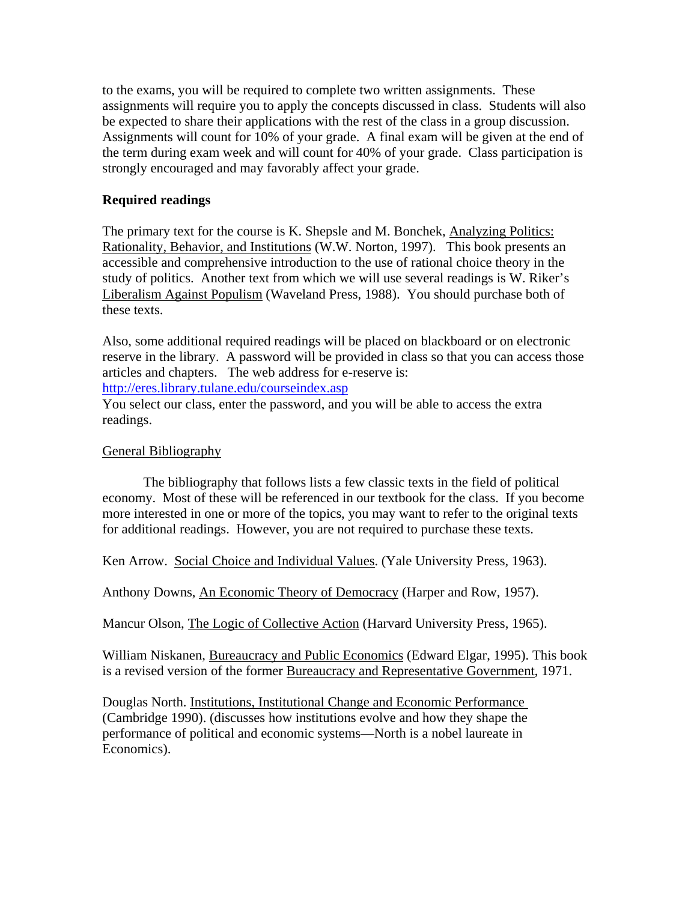to the exams, you will be required to complete two written assignments. These assignments will require you to apply the concepts discussed in class. Students will also be expected to share their applications with the rest of the class in a group discussion. Assignments will count for 10% of your grade. A final exam will be given at the end of the term during exam week and will count for 40% of your grade. Class participation is strongly encouraged and may favorably affect your grade.

**Required readings**

The primary text for the course is K. Shepsle and M. Bonchek, Analyzing Politics: Rationality, Behavior, and Institutions (W.W. Norton, 1997). This book presents an accessible and comprehensive introduction to the use of rational choice theory in the study of politics. Another text from which we will use several readings is W. Riker's Liberalism Against Populism (Waveland Press, 1988). You should purchase both of these texts.

Also, some additional required readings will be placed on blackboard or on electronic reserve in the library. A password will be provided in class so that you can access those articles and chapters. The web address for e-reserve is:
http://eres.library.tulane.edu/courseindex.asp
You select our class, enter the password, and you will be able to access the extra readings.

General Bibliography

The bibliography that follows lists a few classic texts in the field of political economy. Most of these will be referenced in our textbook for the class. If you become more interested in one or more of the topics, you may want to refer to the original texts for additional readings. However, you are not required to purchase these texts.

Ken Arrow. Social Choice and Individual Values. (Yale University Press, 1963).

Anthony Downs, An Economic Theory of Democracy (Harper and Row, 1957).

Mancur Olson, The Logic of Collective Action (Harvard University Press, 1965).

William Niskanen, Bureaucracy and Public Economics (Edward Elgar, 1995). This book is a revised version of the former Bureaucracy and Representative Government, 1971.

Douglas North. Institutions, Institutional Change and Economic Performance (Cambridge 1990). (discusses how institutions evolve and how they shape the performance of political and economic systems—North is a nobel laureate in Economics).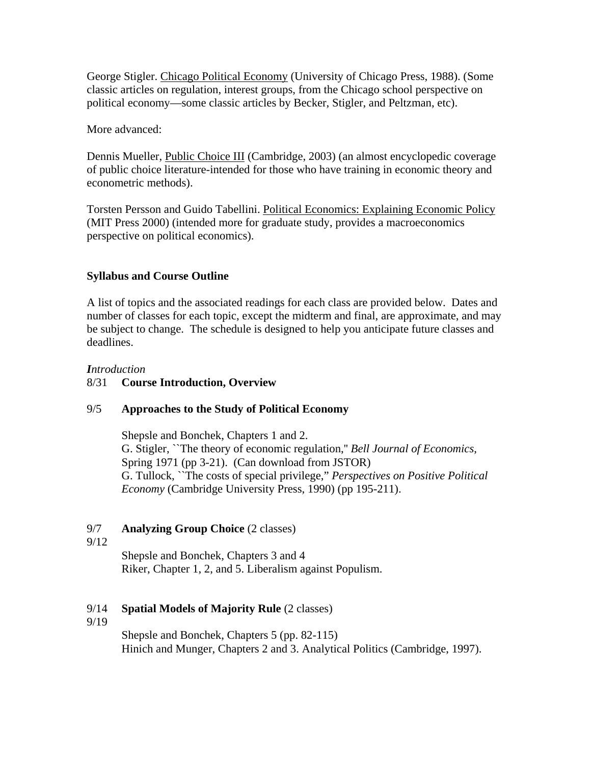George Stigler. Chicago Political Economy (University of Chicago Press, 1988). (Some classic articles on regulation, interest groups, from the Chicago school perspective on political economy—some classic articles by Becker, Stigler, and Peltzman, etc).

More advanced:

Dennis Mueller, Public Choice III (Cambridge, 2003) (an almost encyclopedic coverage of public choice literature-intended for those who have training in economic theory and econometric methods).

Torsten Persson and Guido Tabellini. Political Economics: Explaining Economic Policy (MIT Press 2000) (intended more for graduate study, provides a macroeconomics perspective on political economics).

**Syllabus and Course Outline**

A list of topics and the associated readings for each class are provided below. Dates and number of classes for each topic, except the midterm and final, are approximate, and may be subject to change. The schedule is designed to help you anticipate future classes and deadlines.

*Introduction*

8/31 **Course Introduction, Overview**

9/5 **Approaches to the Study of Political Economy**

Shepsle and Bonchek, Chapters 1 and 2.
G. Stigler, ``The theory of economic regulation,'' *Bell Journal of Economics*, Spring 1971 (pp 3-21). (Can download from JSTOR)
G. Tullock, ``The costs of special privilege,” *Perspectives on Positive Political Economy* (Cambridge University Press, 1990) (pp 195-211).

9/7
9/12 **Analyzing Group Choice** (2 classes)

Shepsle and Bonchek, Chapters 3 and 4
Riker, Chapter 1, 2, and 5. Liberalism against Populism.

9/14
9/19 **Spatial Models of Majority Rule** (2 classes)

Shepsle and Bonchek, Chapters 5 (pp. 82-115)
Hinich and Munger, Chapters 2 and 3. Analytical Politics (Cambridge, 1997).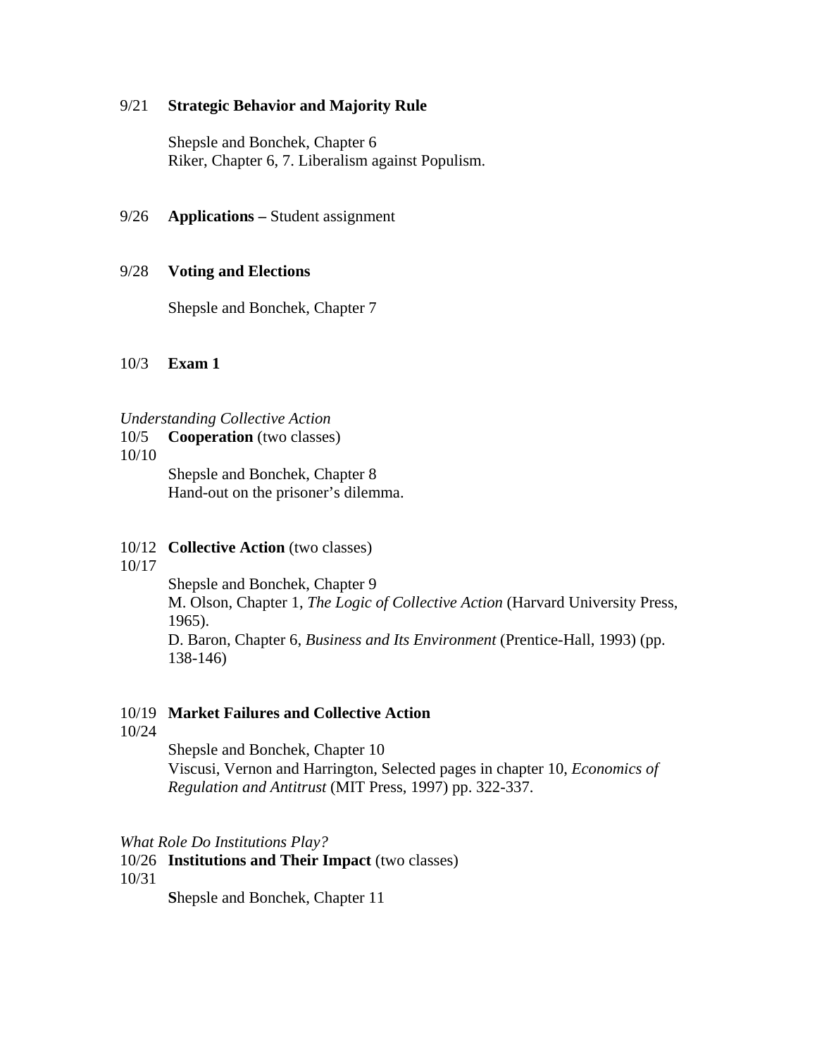9/21 **Strategic Behavior and Majority Rule**

Shepsle and Bonchek, Chapter 6
Riker, Chapter 6, 7. Liberalism against Populism.

9/26 **Applications –** Student assignment

9/28 **Voting and Elections**

Shepsle and Bonchek, Chapter 7

10/3 **Exam 1**

*Understanding Collective Action*

10/5 **Cooperation** (two classes)
10/10

Shepsle and Bonchek, Chapter 8
Hand-out on the prisoner's dilemma.

10/12 **Collective Action** (two classes)
10/17

Shepsle and Bonchek, Chapter 9
M. Olson, Chapter 1, *The Logic of Collective Action* (Harvard University Press, 1965).
D. Baron, Chapter 6, *Business and Its Environment* (Prentice-Hall, 1993) (pp. 138-146)

10/19 **Market Failures and Collective Action**
10/24

Shepsle and Bonchek, Chapter 10
Viscusi, Vernon and Harrington, Selected pages in chapter 10, *Economics of Regulation and Antitrust* (MIT Press, 1997) pp. 322-337.

*What Role Do Institutions Play?*

10/26 **Institutions and Their Impact** (two classes)
10/31

**S**hepsle and Bonchek, Chapter 11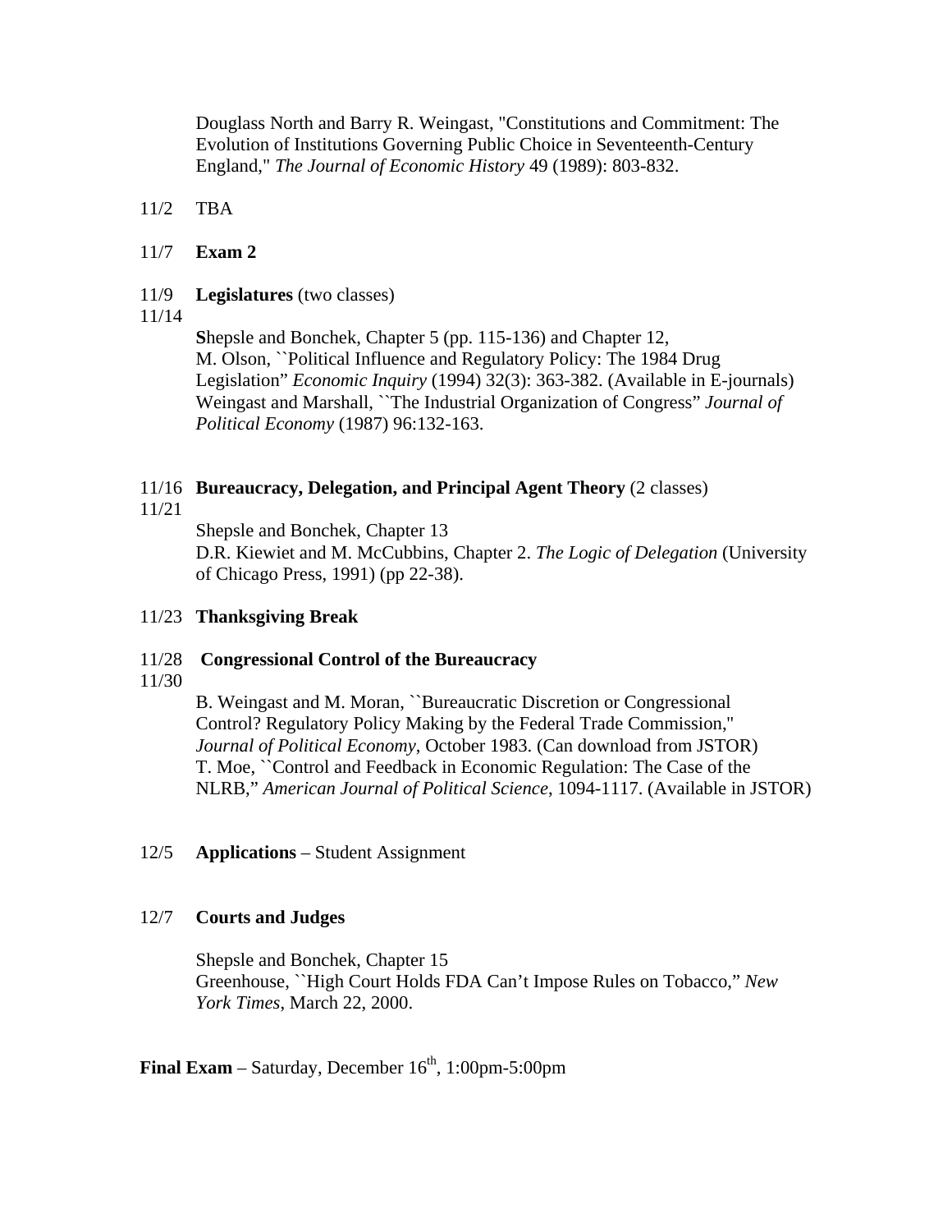Douglass North and Barry R. Weingast, "Constitutions and Commitment: The Evolution of Institutions Governing Public Choice in Seventeenth-Century England," *The Journal of Economic History* 49 (1989): 803-832.

11/2 TBA

11/7 **Exam 2**

11/9 **Legislatures** (two classes)
11/14

**S**hepsle and Bonchek, Chapter 5 (pp. 115-136) and Chapter 12,
M. Olson, ``Political Influence and Regulatory Policy: The 1984 Drug Legislation" *Economic Inquiry* (1994) 32(3): 363-382. (Available in E-journals)
Weingast and Marshall, ``The Industrial Organization of Congress" *Journal of Political Economy* (1987) 96:132-163.

11/16 **Bureaucracy, Delegation, and Principal Agent Theory** (2 classes)
11/21

Shepsle and Bonchek, Chapter 13
D.R. Kiewiet and M. McCubbins, Chapter 2. *The Logic of Delegation* (University of Chicago Press, 1991) (pp 22-38).

11/23 **Thanksgiving Break**

11/28 **Congressional Control of the Bureaucracy**
11/30

B. Weingast and M. Moran, ``Bureaucratic Discretion or Congressional Control? Regulatory Policy Making by the Federal Trade Commission," *Journal of Political Economy*, October 1983. (Can download from JSTOR)
T. Moe, ``Control and Feedback in Economic Regulation: The Case of the NLRB," *American Journal of Political Science*, 1094-1117. (Available in JSTOR)

12/5 **Applications** – Student Assignment

12/7 **Courts and Judges**

Shepsle and Bonchek, Chapter 15
Greenhouse, ``High Court Holds FDA Can't Impose Rules on Tobacco," *New York Times*, March 22, 2000.

**Final Exam** – Saturday, December 16th, 1:00pm-5:00pm